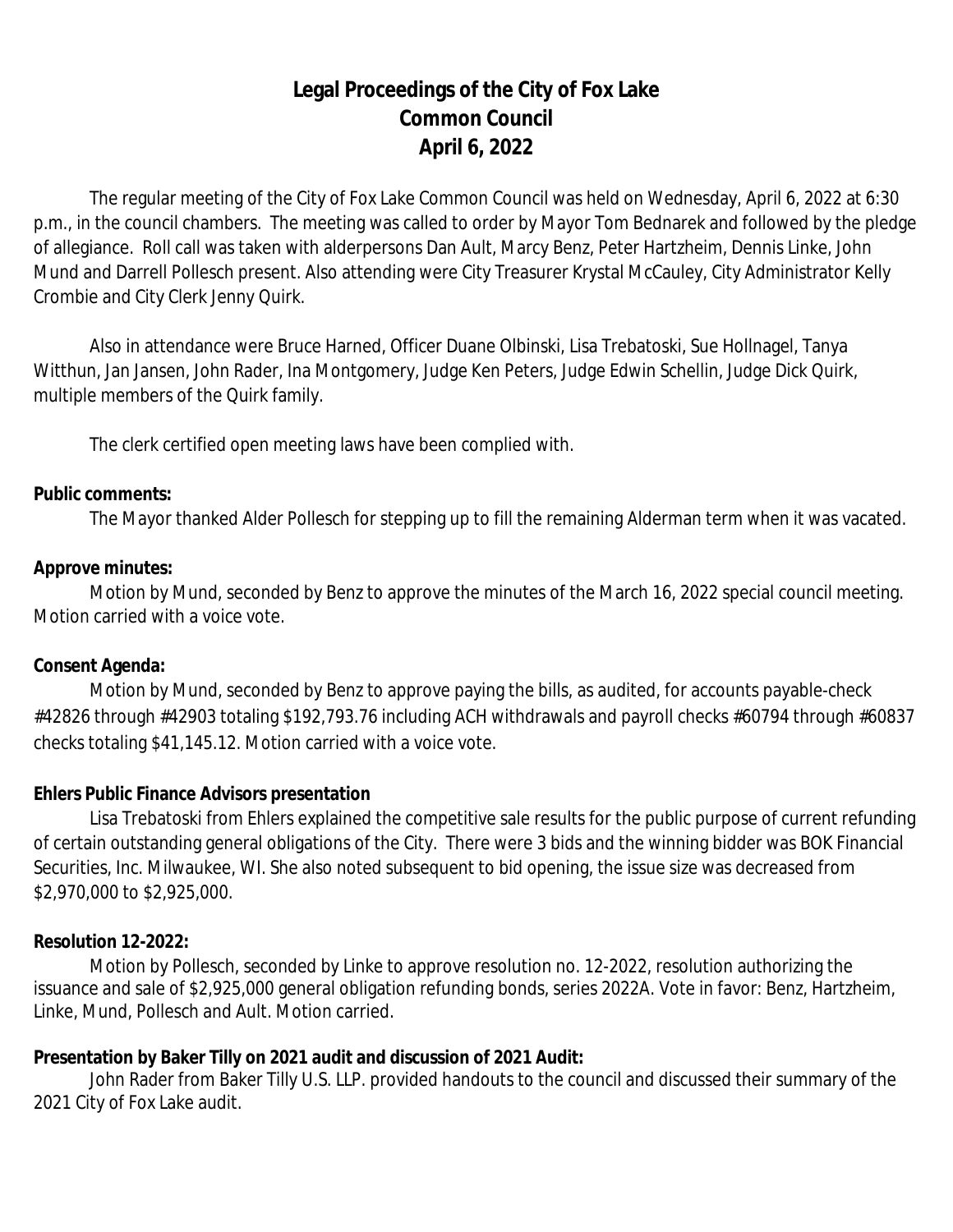# Legal Proceedings of the City of Fox Lake
# Common Council
# April 6, 2022

The regular meeting of the City of Fox Lake Common Council was held on Wednesday, April 6, 2022 at 6:30 p.m., in the council chambers. The meeting was called to order by Mayor Tom Bednarek and followed by the pledge of allegiance. Roll call was taken with alderpersons Dan Ault, Marcy Benz, Peter Hartzheim, Dennis Linke, John Mund and Darrell Pollesch present. Also attending were City Treasurer Krystal McCauley, City Administrator Kelly Crombie and City Clerk Jenny Quirk.

Also in attendance were Bruce Harned, Officer Duane Olbinski, Lisa Trebatoski, Sue Hollnagel, Tanya Witthun, Jan Jansen, John Rader, Ina Montgomery, Judge Ken Peters, Judge Edwin Schellin, Judge Dick Quirk, multiple members of the Quirk family.

The clerk certified open meeting laws have been complied with.

**Public comments:**

The Mayor thanked Alder Pollesch for stepping up to fill the remaining Alderman term when it was vacated.

**Approve minutes:**

Motion by Mund, seconded by Benz to approve the minutes of the March 16, 2022 special council meeting. Motion carried with a voice vote.

**Consent Agenda:**

Motion by Mund, seconded by Benz to approve paying the bills, as audited, for accounts payable-check #42826 through #42903 totaling $192,793.76 including ACH withdrawals and payroll checks #60794 through #60837 checks totaling $41,145.12. Motion carried with a voice vote.

**Ehlers Public Finance Advisors presentation**

Lisa Trebatoski from Ehlers explained the competitive sale results for the public purpose of current refunding of certain outstanding general obligations of the City. There were 3 bids and the winning bidder was BOK Financial Securities, Inc. Milwaukee, WI. She also noted subsequent to bid opening, the issue size was decreased from $2,970,000 to $2,925,000.

**Resolution 12-2022:**

Motion by Pollesch, seconded by Linke to approve resolution no. 12-2022, resolution authorizing the issuance and sale of $2,925,000 general obligation refunding bonds, series 2022A. Vote in favor: Benz, Hartzheim, Linke, Mund, Pollesch and Ault. Motion carried.

**Presentation by Baker Tilly on 2021 audit and discussion of 2021 Audit:**

John Rader from Baker Tilly U.S. LLP. provided handouts to the council and discussed their summary of the 2021 City of Fox Lake audit.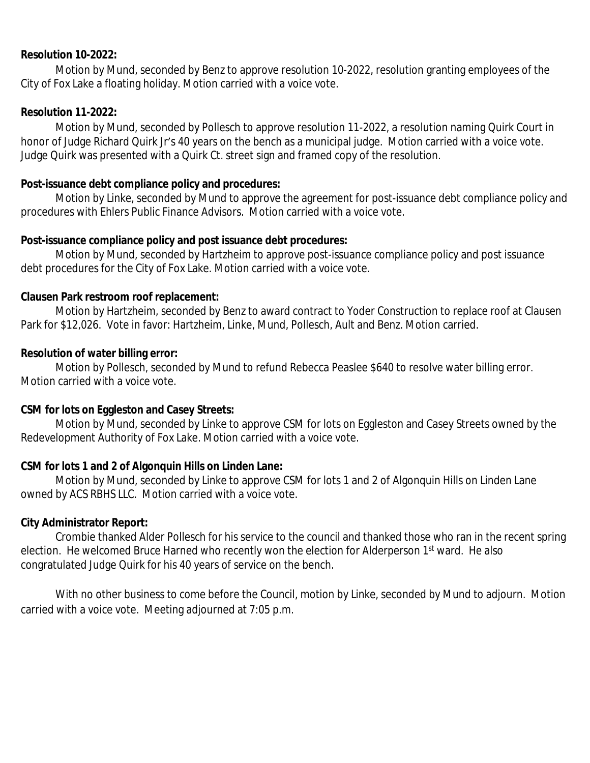**Resolution 10-2022:**

Motion by Mund, seconded by Benz to approve resolution 10-2022, resolution granting employees of the City of Fox Lake a floating holiday. Motion carried with a voice vote.

**Resolution 11-2022:**

Motion by Mund, seconded by Pollesch to approve resolution 11-2022, a resolution naming Quirk Court in honor of Judge Richard Quirk Jr's 40 years on the bench as a municipal judge. Motion carried with a voice vote. Judge Quirk was presented with a Quirk Ct. street sign and framed copy of the resolution.

**Post-issuance debt compliance policy and procedures:**

Motion by Linke, seconded by Mund to approve the agreement for post-issuance debt compliance policy and procedures with Ehlers Public Finance Advisors. Motion carried with a voice vote.

**Post-issuance compliance policy and post issuance debt procedures:**

Motion by Mund, seconded by Hartzheim to approve post-issuance compliance policy and post issuance debt procedures for the City of Fox Lake. Motion carried with a voice vote.

**Clausen Park restroom roof replacement:**

Motion by Hartzheim, seconded by Benz to award contract to Yoder Construction to replace roof at Clausen Park for $12,026. Vote in favor: Hartzheim, Linke, Mund, Pollesch, Ault and Benz. Motion carried.

**Resolution of water billing error:**

Motion by Pollesch, seconded by Mund to refund Rebecca Peaslee $640 to resolve water billing error. Motion carried with a voice vote.

**CSM for lots on Eggleston and Casey Streets:**

Motion by Mund, seconded by Linke to approve CSM for lots on Eggleston and Casey Streets owned by the Redevelopment Authority of Fox Lake. Motion carried with a voice vote.

**CSM for lots 1 and 2 of Algonquin Hills on Linden Lane:**

Motion by Mund, seconded by Linke to approve CSM for lots 1 and 2 of Algonquin Hills on Linden Lane owned by ACS RBHS LLC. Motion carried with a voice vote.

**City Administrator Report:**

Crombie thanked Alder Pollesch for his service to the council and thanked those who ran in the recent spring election. He welcomed Bruce Harned who recently won the election for Alderperson 1st ward. He also congratulated Judge Quirk for his 40 years of service on the bench.

With no other business to come before the Council, motion by Linke, seconded by Mund to adjourn. Motion carried with a voice vote. Meeting adjourned at 7:05 p.m.